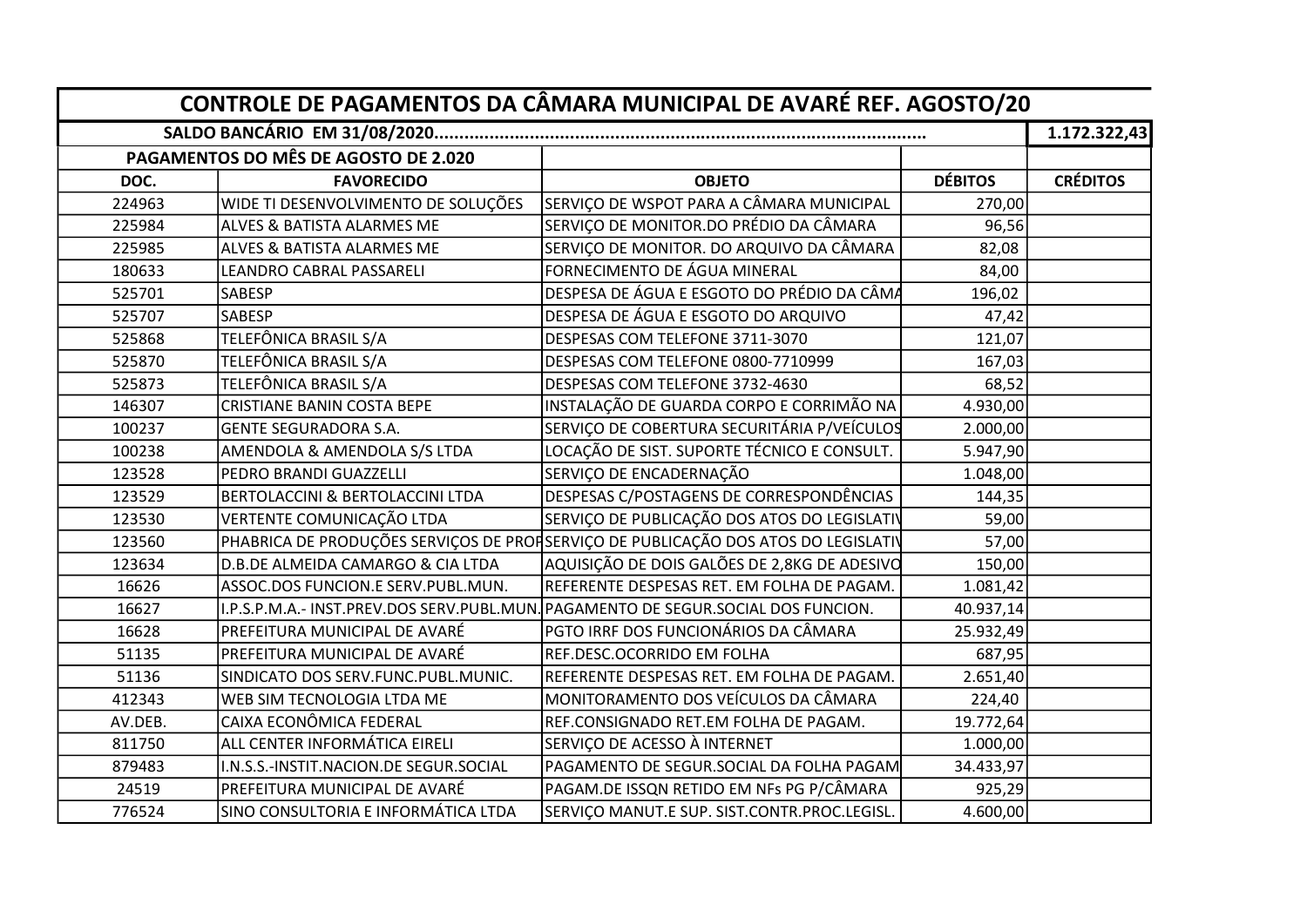| CONTROLE DE PAGAMENTOS DA CÂMARA MUNICIPAL DE AVARÉ REF. AGOSTO/20 | | | | |
|---|---|---|---|---|
| SALDO BANCÁRIO EM 31/08/2020................................................................................................. | | | | 1.172.322,43 |
| PAGAMENTOS DO MÊS DE AGOSTO DE 2.020 | | | | |
| DOC. | FAVORECIDO | OBJETO | DÉBITOS | CRÉDITOS |
| 224963 | WIDE TI DESENVOLVIMENTO DE SOLUÇÕES | SERVIÇO DE WSPOT PARA A CÂMARA MUNICIPAL | 270,00 | |
| 225984 | ALVES & BATISTA ALARMES ME | SERVIÇO DE MONITOR.DO PRÉDIO DA CÂMARA | 96,56 | |
| 225985 | ALVES & BATISTA ALARMES ME | SERVIÇO DE MONITOR. DO ARQUIVO DA CÂMARA | 82,08 | |
| 180633 | LEANDRO CABRAL PASSARELI | FORNECIMENTO DE ÁGUA MINERAL | 84,00 | |
| 525701 | SABESP | DESPESA DE ÁGUA E ESGOTO DO PRÉDIO DA CÂMA | 196,02 | |
| 525707 | SABESP | DESPESA DE ÁGUA E ESGOTO DO ARQUIVO | 47,42 | |
| 525868 | TELEFÔNICA BRASIL S/A | DESPESAS COM TELEFONE 3711-3070 | 121,07 | |
| 525870 | TELEFÔNICA BRASIL S/A | DESPESAS COM TELEFONE 0800-7710999 | 167,03 | |
| 525873 | TELEFÔNICA BRASIL S/A | DESPESAS COM TELEFONE 3732-4630 | 68,52 | |
| 146307 | CRISTIANE BANIN COSTA BEPE | INSTALAÇÃO DE GUARDA CORPO E CORRIMÃO NA | 4.930,00 | |
| 100237 | GENTE SEGURADORA S.A. | SERVIÇO DE COBERTURA SECURITÁRIA P/VEÍCULOS | 2.000,00 | |
| 100238 | AMENDOLA & AMENDOLA S/S LTDA | LOCAÇÃO DE SIST. SUPORTE TÉCNICO E CONSULT. | 5.947,90 | |
| 123528 | PEDRO BRANDI GUAZZELLI | SERVIÇO DE ENCADERNAÇÃO | 1.048,00 | |
| 123529 | BERTOLACCINI & BERTOLACCINI LTDA | DESPESAS C/POSTAGENS DE CORRESPONDÊNCIAS | 144,35 | |
| 123530 | VERTENTE COMUNICAÇÃO LTDA | SERVIÇO DE PUBLICAÇÃO DOS ATOS DO LEGISLATIV | 59,00 | |
| 123560 | PHABRICA DE PRODUÇÕES SERVIÇOS DE PROP | SERVIÇO DE PUBLICAÇÃO DOS ATOS DO LEGISLATIV | 57,00 | |
| 123634 | D.B.DE ALMEIDA CAMARGO & CIA LTDA | AQUISIÇÃO DE DOIS GALÕES DE 2,8KG DE ADESIVO | 150,00 | |
| 16626 | ASSOC.DOS FUNCION.E SERV.PUBL.MUN. | REFERENTE DESPESAS RET. EM FOLHA DE PAGAM. | 1.081,42 | |
| 16627 | I.P.S.P.M.A.- INST.PREV.DOS SERV.PUBL.MUN. | PAGAMENTO DE SEGUR.SOCIAL DOS FUNCION. | 40.937,14 | |
| 16628 | PREFEITURA MUNICIPAL DE AVARÉ | PGTO IRRF DOS FUNCIONÁRIOS DA CÂMARA | 25.932,49 | |
| 51135 | PREFEITURA MUNICIPAL DE AVARÉ | REF.DESC.OCORRIDO EM FOLHA | 687,95 | |
| 51136 | SINDICATO DOS SERV.FUNC.PUBL.MUNIC. | REFERENTE DESPESAS RET. EM FOLHA DE PAGAM. | 2.651,40 | |
| 412343 | WEB SIM TECNOLOGIA LTDA ME | MONITORAMENTO DOS VEÍCULOS DA CÂMARA | 224,40 | |
| AV.DEB. | CAIXA ECONÔMICA FEDERAL | REF.CONSIGNADO RET.EM FOLHA DE PAGAM. | 19.772,64 | |
| 811750 | ALL CENTER INFORMÁTICA EIRELI | SERVIÇO DE ACESSO À INTERNET | 1.000,00 | |
| 879483 | I.N.S.S.-INSTIT.NACION.DE SEGUR.SOCIAL | PAGAMENTO DE SEGUR.SOCIAL DA FOLHA PAGAM | 34.433,97 | |
| 24519 | PREFEITURA MUNICIPAL DE AVARÉ | PAGAM.DE ISSQN RETIDO EM NFs PG P/CÂMARA | 925,29 | |
| 776524 | SINO CONSULTORIA E INFORMÁTICA LTDA | SERVIÇO MANUT.E SUP. SIST.CONTR.PROC.LEGISL. | 4.600,00 | |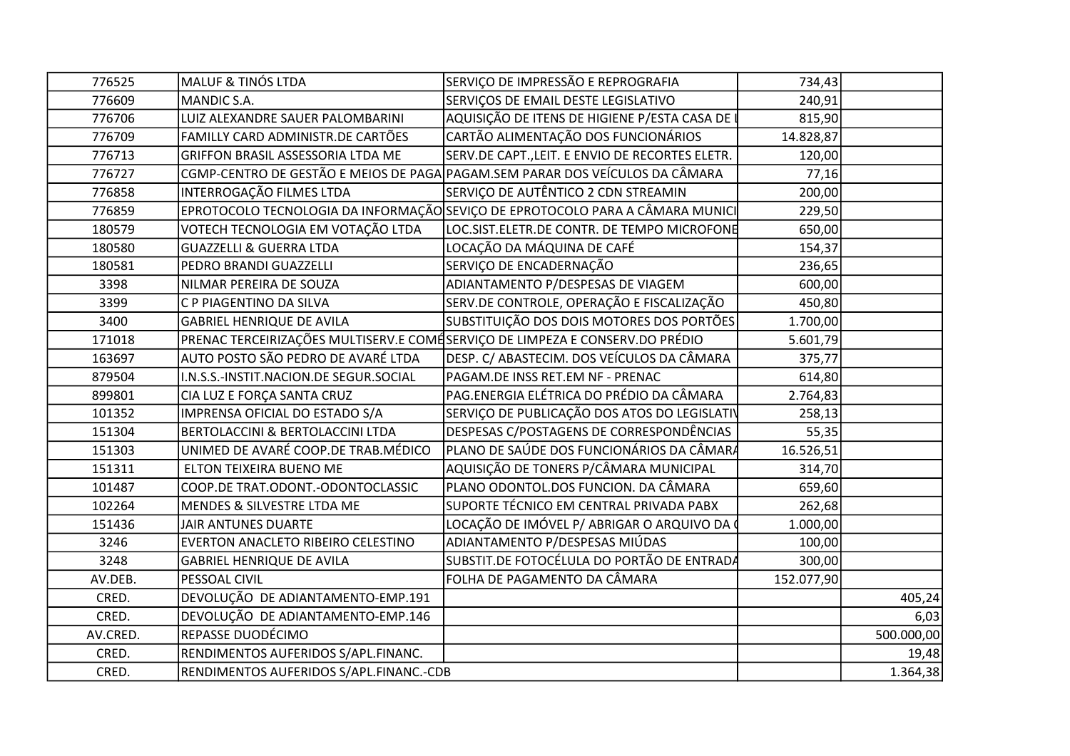| | | | | |
|---|---|---|---|---|
| 776525 | MALUF & TINÓS LTDA | SERVIÇO DE IMPRESSÃO E REPROGRAFIA | 734,43 | |
| 776609 | MANDIC S.A. | SERVIÇOS DE EMAIL DESTE LEGISLATIVO | 240,91 | |
| 776706 | LUIZ ALEXANDRE SAUER PALOMBARINI | AQUISIÇÃO DE ITENS DE HIGIENE P/ESTA CASA DE L | 815,90 | |
| 776709 | FAMILLY CARD ADMINISTR.DE CARTÕES | CARTÃO ALIMENTAÇÃO DOS FUNCIONÁRIOS | 14.828,87 | |
| 776713 | GRIFFON BRASIL ASSESSORIA LTDA ME | SERV.DE CAPT.,LEIT. E ENVIO DE RECORTES ELETR. | 120,00 | |
| 776727 | CGMP-CENTRO DE GESTÃO E MEIOS DE PAGA | PAGAM.SEM PARAR DOS VEÍCULOS DA CÂMARA | 77,16 | |
| 776858 | INTERROGAÇÃO FILMES LTDA | SERVIÇO DE AUTÊNTICO 2 CDN STREAMIN | 200,00 | |
| 776859 | EPROTOCOLO TECNOLOGIA DA INFORMAÇÃO | SEVIÇO DE EPROTOCOLO PARA A CÂMARA MUNICI | 229,50 | |
| 180579 | VOTECH TECNOLOGIA EM VOTAÇÃO LTDA | LOC.SIST.ELETR.DE CONTR. DE TEMPO MICROFONE | 650,00 | |
| 180580 | GUAZZELLI & GUERRA LTDA | LOCAÇÃO DA MÁQUINA DE CAFÉ | 154,37 | |
| 180581 | PEDRO BRANDI GUAZZELLI | SERVIÇO DE ENCADERNAÇÃO | 236,65 | |
| 3398 | NILMAR PEREIRA DE SOUZA | ADIANTAMENTO P/DESPESAS DE VIAGEM | 600,00 | |
| 3399 | C P PIAGENTINO DA SILVA | SERV.DE CONTROLE, OPERAÇÃO E FISCALIZAÇÃO | 450,80 | |
| 3400 | GABRIEL HENRIQUE DE AVILA | SUBSTITUIÇÃO DOS DOIS MOTORES DOS PORTÕES | 1.700,00 | |
| 171018 | PRENAC TERCEIRIZAÇÕES MULTISERV.E COMÉ | SERVIÇO DE LIMPEZA E CONSERV.DO PRÉDIO | 5.601,79 | |
| 163697 | AUTO POSTO SÃO PEDRO DE AVARÉ LTDA | DESP. C/ ABASTECIM. DOS VEÍCULOS DA CÂMARA | 375,77 | |
| 879504 | I.N.S.S.-INSTIT.NACION.DE SEGUR.SOCIAL | PAGAM.DE INSS RET.EM NF - PRENAC | 614,80 | |
| 899801 | CIA LUZ E FORÇA SANTA CRUZ | PAG.ENERGIA ELÉTRICA DO PRÉDIO DA CÂMARA | 2.764,83 | |
| 101352 | IMPRENSA OFICIAL DO ESTADO S/A | SERVIÇO DE PUBLICAÇÃO DOS ATOS DO LEGISLATIV | 258,13 | |
| 151304 | BERTOLACCINI & BERTOLACCINI LTDA | DESPESAS C/POSTAGENS DE CORRESPONDÊNCIAS | 55,35 | |
| 151303 | UNIMED DE AVARÉ COOP.DE TRAB.MÉDICO | PLANO DE SAÚDE DOS FUNCIONÁRIOS DA CÂMARA | 16.526,51 | |
| 151311 | ELTON TEIXEIRA BUENO ME | AQUISIÇÃO DE TONERS P/CÂMARA MUNICIPAL | 314,70 | |
| 101487 | COOP.DE TRAT.ODONT.-ODONTOCLASSIC | PLANO ODONTOL.DOS FUNCION. DA CÂMARA | 659,60 | |
| 102264 | MENDES & SILVESTRE LTDA ME | SUPORTE TÉCNICO EM CENTRAL PRIVADA PABX | 262,68 | |
| 151436 | JAIR ANTUNES DUARTE | LOCAÇÃO DE IMÓVEL P/ ABRIGAR O ARQUIVO DA C | 1.000,00 | |
| 3246 | EVERTON ANACLETO RIBEIRO CELESTINO | ADIANTAMENTO P/DESPESAS MIÚDAS | 100,00 | |
| 3248 | GABRIEL HENRIQUE DE AVILA | SUBSTIT.DE FOTOCÉLULA DO PORTÃO DE ENTRADA | 300,00 | |
| AV.DEB. | PESSOAL CIVIL | FOLHA DE PAGAMENTO DA CÂMARA | 152.077,90 | |
| CRED. | DEVOLUÇÃO DE ADIANTAMENTO-EMP.191 | | | 405,24 |
| CRED. | DEVOLUÇÃO DE ADIANTAMENTO-EMP.146 | | | 6,03 |
| AV.CRED. | REPASSE DUODÉCIMO | | | 500.000,00 |
| CRED. | RENDIMENTOS AUFERIDOS S/APL.FINANC. | | | 19,48 |
| CRED. | RENDIMENTOS AUFERIDOS S/APL.FINANC.-CDB | | | 1.364,38 |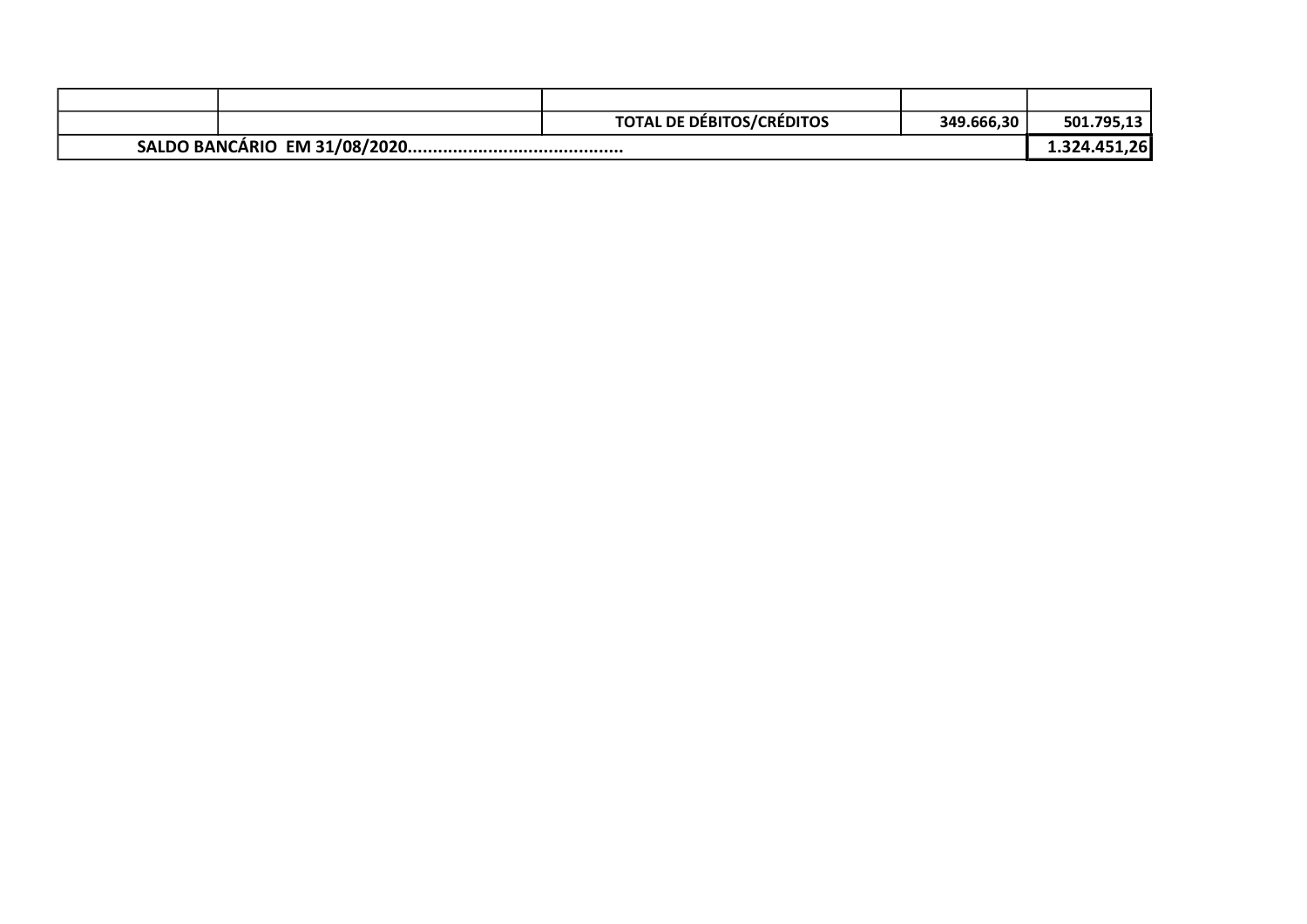| | | | | |
|---|---|---|---|---|
| | | | | |
| | | **TOTAL DE DÉBITOS/CRÉDITOS** | **349.666,30** | **501.795,13** |
| **SALDO BANCÁRIO EM 31/08/2020..........................................** | | | | **1.324.451,26** |